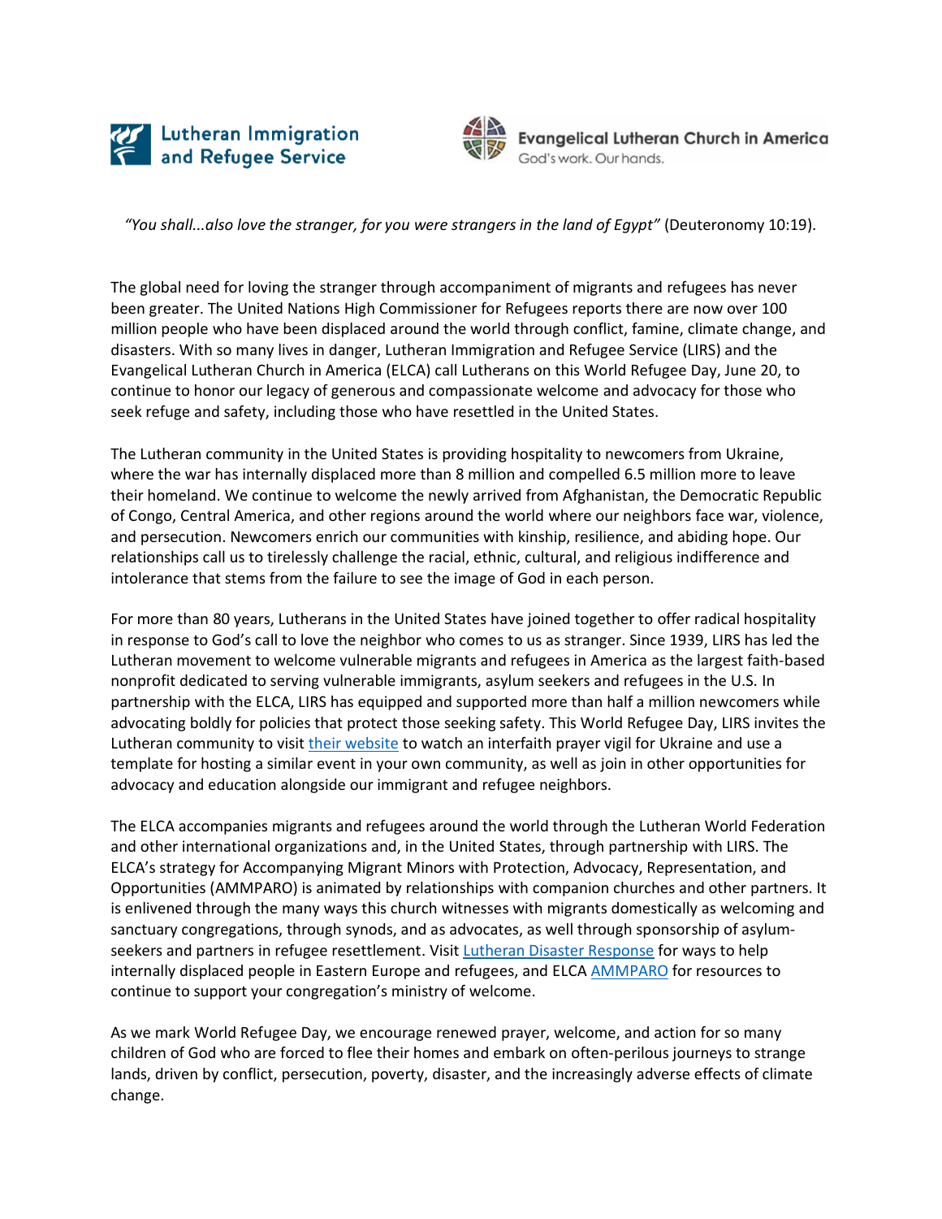Lutheran Immigration and Refugee Service

Evangelical Lutheran Church in America
God's work. Our hands.

*"You shall...also love the stranger, for you were strangers in the land of Egypt"* (Deuteronomy 10:19).

The global need for loving the stranger through accompaniment of migrants and refugees has never been greater. The United Nations High Commissioner for Refugees reports there are now over 100 million people who have been displaced around the world through conflict, famine, climate change, and disasters. With so many lives in danger, Lutheran Immigration and Refugee Service (LIRS) and the Evangelical Lutheran Church in America (ELCA) call Lutherans on this World Refugee Day, June 20, to continue to honor our legacy of generous and compassionate welcome and advocacy for those who seek refuge and safety, including those who have resettled in the United States.

The Lutheran community in the United States is providing hospitality to newcomers from Ukraine, where the war has internally displaced more than 8 million and compelled 6.5 million more to leave their homeland. We continue to welcome the newly arrived from Afghanistan, the Democratic Republic of Congo, Central America, and other regions around the world where our neighbors face war, violence, and persecution. Newcomers enrich our communities with kinship, resilience, and abiding hope. Our relationships call us to tirelessly challenge the racial, ethnic, cultural, and religious indifference and intolerance that stems from the failure to see the image of God in each person.

For more than 80 years, Lutherans in the United States have joined together to offer radical hospitality in response to God's call to love the neighbor who comes to us as stranger. Since 1939, LIRS has led the Lutheran movement to welcome vulnerable migrants and refugees in America as the largest faith-based nonprofit dedicated to serving vulnerable immigrants, asylum seekers and refugees in the U.S. In partnership with the ELCA, LIRS has equipped and supported more than half a million newcomers while advocating boldly for policies that protect those seeking safety. This World Refugee Day, LIRS invites the Lutheran community to visit their website to watch an interfaith prayer vigil for Ukraine and use a template for hosting a similar event in your own community, as well as join in other opportunities for advocacy and education alongside our immigrant and refugee neighbors.

The ELCA accompanies migrants and refugees around the world through the Lutheran World Federation and other international organizations and, in the United States, through partnership with LIRS. The ELCA's strategy for Accompanying Migrant Minors with Protection, Advocacy, Representation, and Opportunities (AMMPARO) is animated by relationships with companion churches and other partners. It is enlivened through the many ways this church witnesses with migrants domestically as welcoming and sanctuary congregations, through synods, and as advocates, as well through sponsorship of asylum-seekers and partners in refugee resettlement. Visit Lutheran Disaster Response for ways to help internally displaced people in Eastern Europe and refugees, and ELCA AMMPARO for resources to continue to support your congregation's ministry of welcome.

As we mark World Refugee Day, we encourage renewed prayer, welcome, and action for so many children of God who are forced to flee their homes and embark on often-perilous journeys to strange lands, driven by conflict, persecution, poverty, disaster, and the increasingly adverse effects of climate change.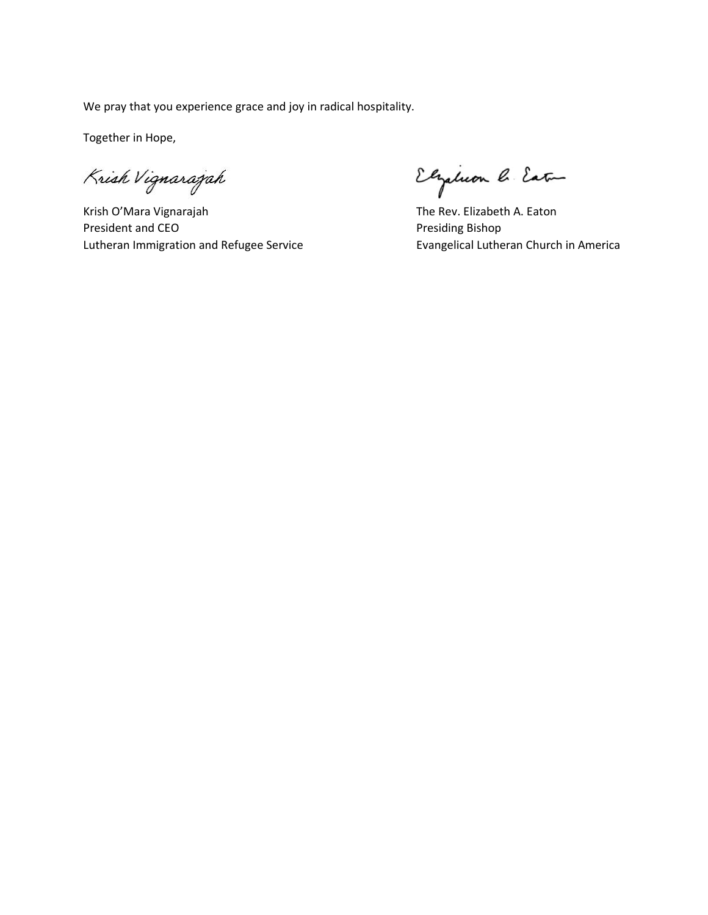We pray that you experience grace and joy in radical hospitality.

Together in Hope,

Krish Vignarajah

Krish O'Mara Vignarajah
President and CEO
Lutheran Immigration and Refugee Service

Elizabeth A. Eaton

The Rev. Elizabeth A. Eaton
Presiding Bishop
Evangelical Lutheran Church in America